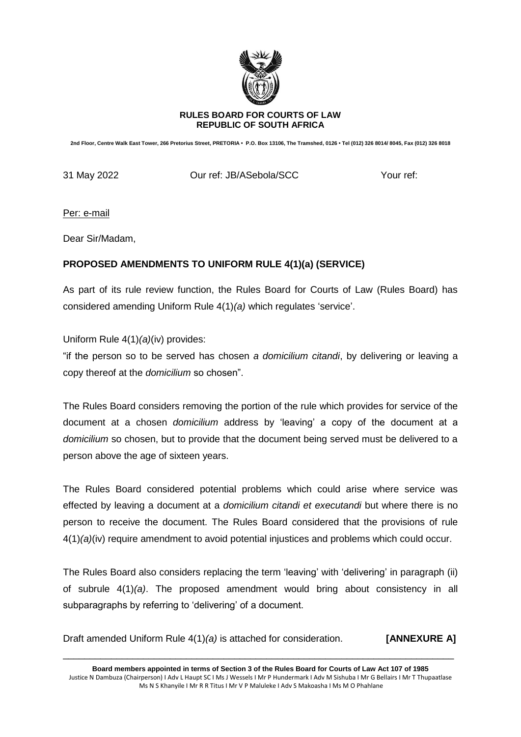**RULES BOARD FOR COURTS OF LAW**
**REPUBLIC OF SOUTH AFRICA**

**2nd Floor, Centre Walk East Tower, 266 Pretorius Street, PRETORIA • P.O. Box 13106, The Tramshed, 0126 • Tel (012) 326 8014/ 8045, Fax (012) 326 8018**

31 May 2022 Our ref: JB/ASebola/SCC Your ref:

Per: e-mail

Dear Sir/Madam,

**PROPOSED AMENDMENTS TO UNIFORM RULE 4(1)(a) (SERVICE)**

As part of its rule review function, the Rules Board for Courts of Law (Rules Board) has considered amending Uniform Rule 4(1)*(a)* which regulates 'service'.

Uniform Rule 4(1)*(a)*(iv) provides:

"if the person so to be served has chosen *a domicilium citandi*, by delivering or leaving a copy thereof at the *domicilium* so chosen".

The Rules Board considers removing the portion of the rule which provides for service of the document at a chosen *domicilium* address by 'leaving' a copy of the document at a *domicilium* so chosen, but to provide that the document being served must be delivered to a person above the age of sixteen years.

The Rules Board considered potential problems which could arise where service was effected by leaving a document at a *domicilium citandi et executandi* but where there is no person to receive the document. The Rules Board considered that the provisions of rule 4(1)*(a)*(iv) require amendment to avoid potential injustices and problems which could occur.

The Rules Board also considers replacing the term 'leaving' with 'delivering' in paragraph (ii) of subrule 4(1)*(a)*. The proposed amendment would bring about consistency in all subparagraphs by referring to 'delivering' of a document.

Draft amended Uniform Rule 4(1)*(a)* is attached for consideration. **[ANNEXURE A]**

---

**Board members appointed in terms of Section 3 of the Rules Board for Courts of Law Act 107 of 1985**
Justice N Dambuza (Chairperson) I Adv L Haupt SC I Ms J Wessels I Mr P Hundermark I Adv M Sishuba I Mr G Bellairs I Mr T Thupaatlase
Ms N S Khanyile I Mr R R Titus I Mr V P Maluleke I Adv S Makoasha I Ms M O Phahlane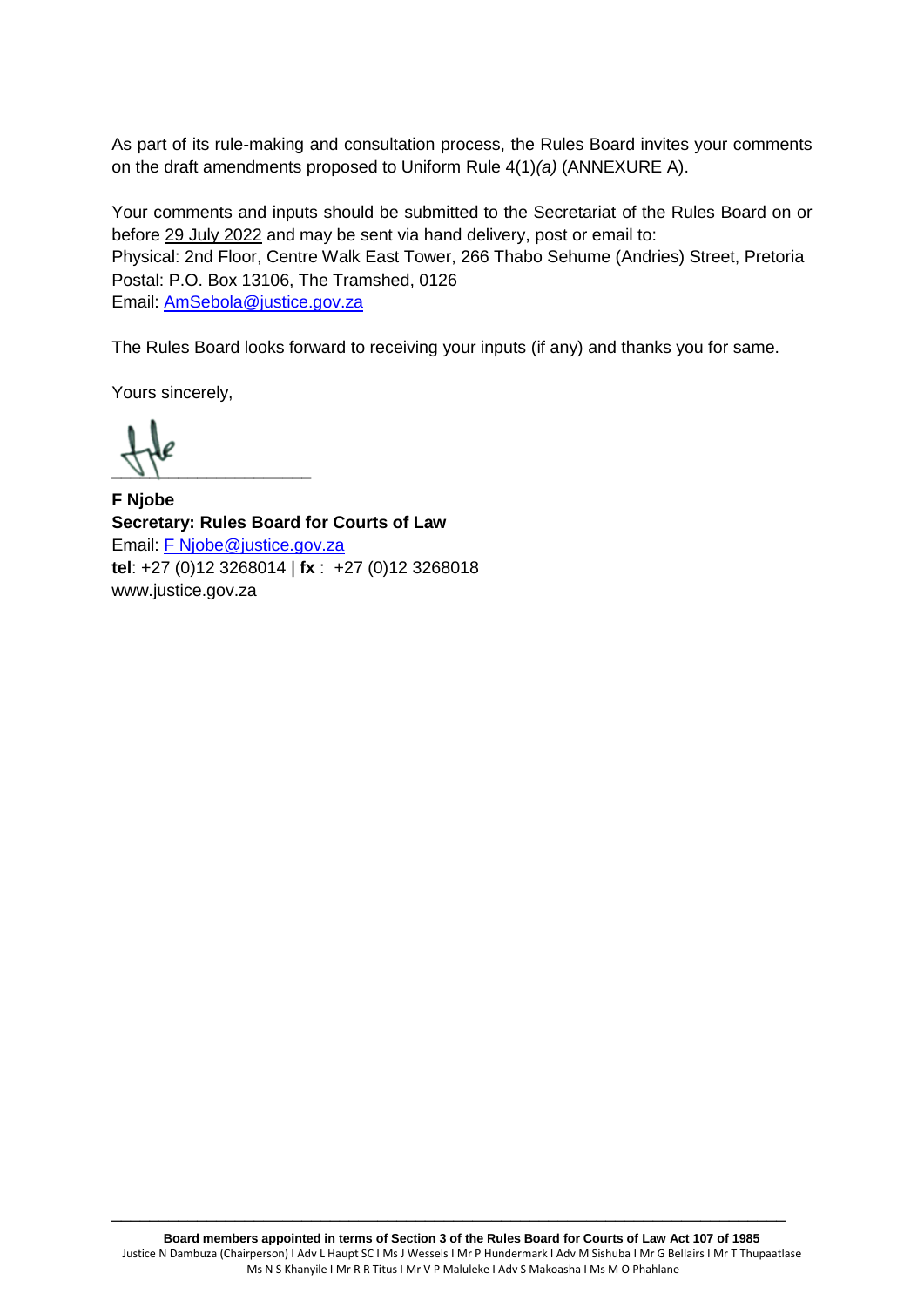As part of its rule-making and consultation process, the Rules Board invites your comments on the draft amendments proposed to Uniform Rule 4(1)*(a)* (ANNEXURE A).

Your comments and inputs should be submitted to the Secretariat of the Rules Board on or before 29 July 2022 and may be sent via hand delivery, post or email to:
Physical: 2nd Floor, Centre Walk East Tower, 266 Thabo Sehume (Andries) Street, Pretoria
Postal: P.O. Box 13106, The Tramshed, 0126
Email: AmSebola@justice.gov.za

The Rules Board looks forward to receiving your inputs (if any) and thanks you for same.

Yours sincerely,

**F Njobe**
**Secretary: Rules Board for Courts of Law**
Email: F Njobe@justice.gov.za
**tel**: +27 (0)12 3268014 | **fx** : +27 (0)12 3268018
www.justice.gov.za

**Board members appointed in terms of Section 3 of the Rules Board for Courts of Law Act 107 of 1985**
Justice N Dambuza (Chairperson) I Adv L Haupt SC I Ms J Wessels I Mr P Hundermark I Adv M Sishuba I Mr G Bellairs I Mr T Thupaatlase Ms N S Khanyile I Mr R R Titus I Mr V P Maluleke I Adv S Makoasha I Ms M O Phahlane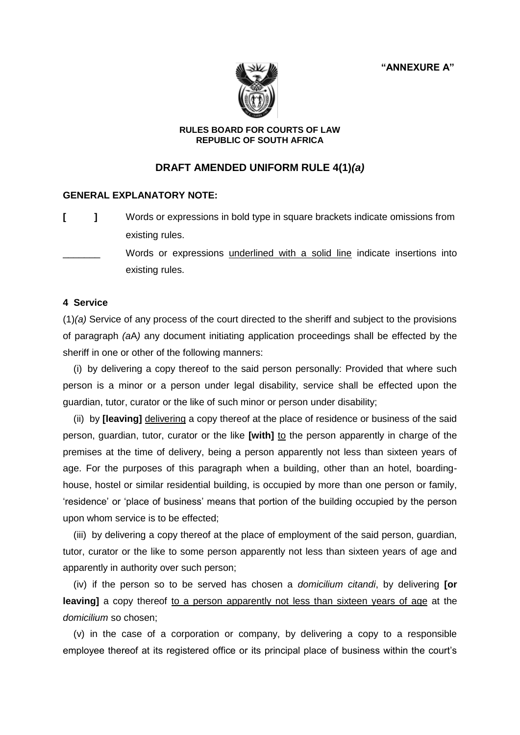**"ANNEXURE A"**

**RULES BOARD FOR COURTS OF LAW**
**REPUBLIC OF SOUTH AFRICA**

## DRAFT AMENDED UNIFORM RULE 4(1)*(a)*

**GENERAL EXPLANATORY NOTE:**

**[ ]** Words or expressions in bold type in square brackets indicate omissions from existing rules.

_______ Words or expressions <u>underlined with a solid line</u> indicate insertions into existing rules.

**4 Service**

(1)*(a)* Service of any process of the court directed to the sheriff and subject to the provisions of paragraph *(a*A*)* any document initiating application proceedings shall be effected by the sheriff in one or other of the following manners:

(i) by delivering a copy thereof to the said person personally: Provided that where such person is a minor or a person under legal disability, service shall be effected upon the guardian, tutor, curator or the like of such minor or person under disability;

(ii) by **[leaving]** <u>delivering</u> a copy thereof at the place of residence or business of the said person, guardian, tutor, curator or the like **[with]** <u>to</u> the person apparently in charge of the premises at the time of delivery, being a person apparently not less than sixteen years of age. For the purposes of this paragraph when a building, other than an hotel, boarding-house, hostel or similar residential building, is occupied by more than one person or family, 'residence' or 'place of business' means that portion of the building occupied by the person upon whom service is to be effected;

(iii) by delivering a copy thereof at the place of employment of the said person, guardian, tutor, curator or the like to some person apparently not less than sixteen years of age and apparently in authority over such person;

(iv) if the person so to be served has chosen a *domicilium citandi*, by delivering **[or leaving]** a copy thereof <u>to a person apparently not less than sixteen years of age</u> at the *domicilium* so chosen;

(v) in the case of a corporation or company, by delivering a copy to a responsible employee thereof at its registered office or its principal place of business within the court's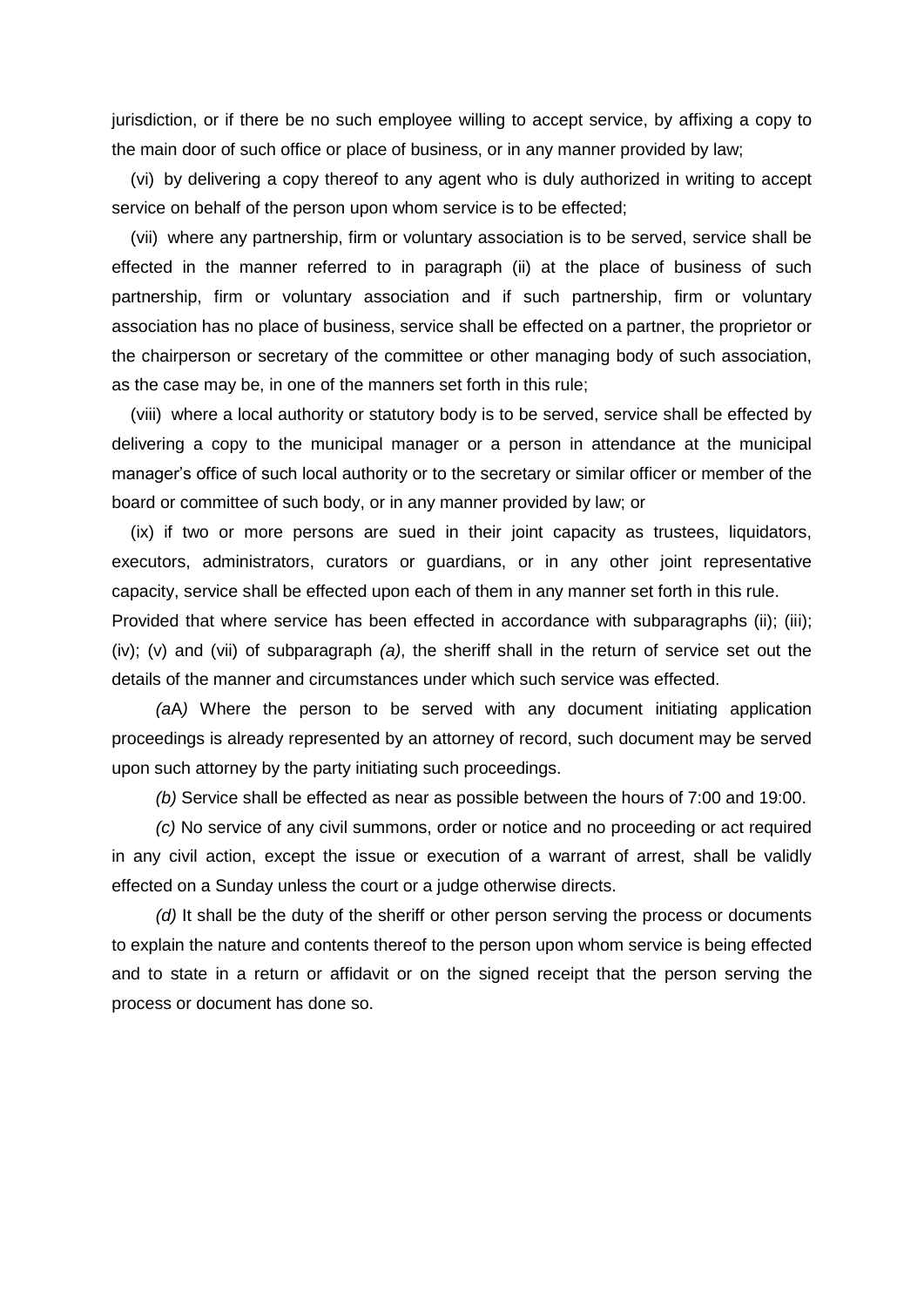jurisdiction, or if there be no such employee willing to accept service, by affixing a copy to the main door of such office or place of business, or in any manner provided by law;

(vi) by delivering a copy thereof to any agent who is duly authorized in writing to accept service on behalf of the person upon whom service is to be effected;

(vii) where any partnership, firm or voluntary association is to be served, service shall be effected in the manner referred to in paragraph (ii) at the place of business of such partnership, firm or voluntary association and if such partnership, firm or voluntary association has no place of business, service shall be effected on a partner, the proprietor or the chairperson or secretary of the committee or other managing body of such association, as the case may be, in one of the manners set forth in this rule;

(viii) where a local authority or statutory body is to be served, service shall be effected by delivering a copy to the municipal manager or a person in attendance at the municipal manager's office of such local authority or to the secretary or similar officer or member of the board or committee of such body, or in any manner provided by law; or

(ix) if two or more persons are sued in their joint capacity as trustees, liquidators, executors, administrators, curators or guardians, or in any other joint representative capacity, service shall be effected upon each of them in any manner set forth in this rule.

Provided that where service has been effected in accordance with subparagraphs (ii); (iii); (iv); (v) and (vii) of subparagraph *(a)*, the sheriff shall in the return of service set out the details of the manner and circumstances under which such service was effected.

*(a*A*)* Where the person to be served with any document initiating application proceedings is already represented by an attorney of record, such document may be served upon such attorney by the party initiating such proceedings.

*(b)* Service shall be effected as near as possible between the hours of 7:00 and 19:00.

*(c)* No service of any civil summons, order or notice and no proceeding or act required in any civil action, except the issue or execution of a warrant of arrest, shall be validly effected on a Sunday unless the court or a judge otherwise directs.

*(d)* It shall be the duty of the sheriff or other person serving the process or documents to explain the nature and contents thereof to the person upon whom service is being effected and to state in a return or affidavit or on the signed receipt that the person serving the process or document has done so.